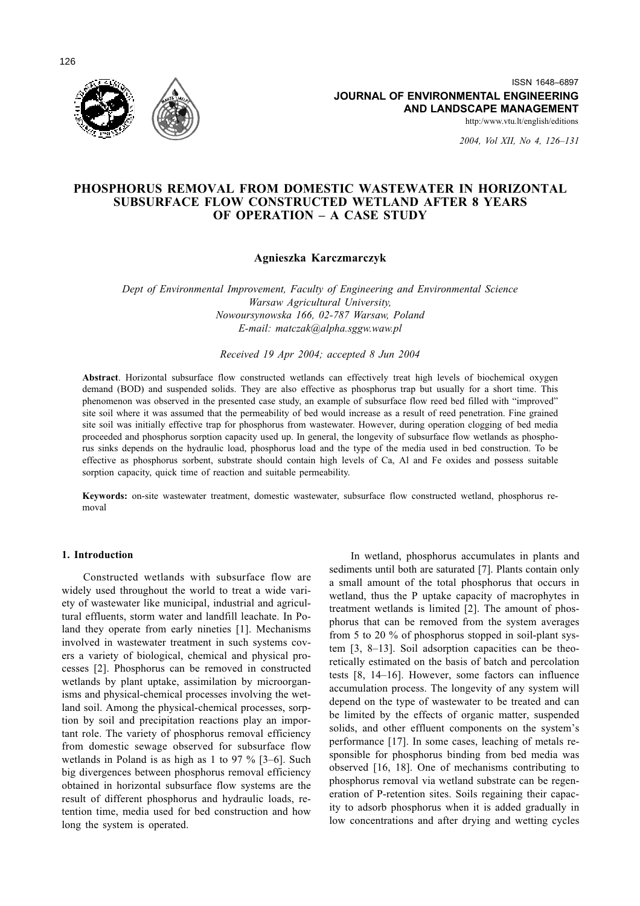ISSN 1648–6897

**JOURNAL OF ENVIRONMENTAL ENGINEERING AND LANDSCAPE MANAGEMENT**

http:/www.vtu.lt/english/editions

# PHOSPHORUS REMOVAL FROM DOMESTIC WASTEWATER IN HORIZONTAL SUBSURFACE FLOW CONSTRUCTED WETLAND AFTER 8 YEARS OF OPERATION – A CASE STUDY

**Agnieszka Karczmarczyk**

*Dept of Environmental Improvement, Faculty of Engineering and Environmental Science Warsaw Agricultural University, Nowoursynowska 166, 02-787 Warsaw, Poland E-mail: matczak@alpha.sggw.waw.pl*

*Received 19 Apr 2004; accepted 8 Jun 2004*

**Abstract**. Horizontal subsurface flow constructed wetlands can effectively treat high levels of biochemical oxygen demand (BOD) and suspended solids. They are also effective as phosphorus trap but usually for a short time. This phenomenon was observed in the presented case study, an example of subsurface flow reed bed filled with "improved" site soil where it was assumed that the permeability of bed would increase as a result of reed penetration. Fine grained site soil was initially effective trap for phosphorus from wastewater. However, during operation clogging of bed media proceeded and phosphorus sorption capacity used up. In general, the longevity of subsurface flow wetlands as phosphorus sinks depends on the hydraulic load, phosphorus load and the type of the media used in bed construction. To be effective as phosphorus sorbent, substrate should contain high levels of Ca, Al and Fe oxides and possess suitable sorption capacity, quick time of reaction and suitable permeability.

**Keywords:** on-site wastewater treatment, domestic wastewater, subsurface flow constructed wetland, phosphorus removal

## 1. Introduction

Constructed wetlands with subsurface flow are widely used throughout the world to treat a wide variety of wastewater like municipal, industrial and agricultural effluents, storm water and landfill leachate. In Poland they operate from early nineties [1]. Mechanisms involved in wastewater treatment in such systems covers a variety of biological, chemical and physical processes [2]. Phosphorus can be removed in constructed wetlands by plant uptake, assimilation by microorganisms and physical-chemical processes involving the wetland soil. Among the physical-chemical processes, sorption by soil and precipitation reactions play an important role. The variety of phosphorus removal efficiency from domestic sewage observed for subsurface flow wetlands in Poland is as high as 1 to 97 % [3–6]. Such big divergences between phosphorus removal efficiency obtained in horizontal subsurface flow systems are the result of different phosphorus and hydraulic loads, retention time, media used for bed construction and how long the system is operated.

In wetland, phosphorus accumulates in plants and sediments until both are saturated [7]. Plants contain only a small amount of the total phosphorus that occurs in wetland, thus the P uptake capacity of macrophytes in treatment wetlands is limited [2]. The amount of phosphorus that can be removed from the system averages from 5 to 20 % of phosphorus stopped in soil-plant system [3, 8–13]. Soil adsorption capacities can be theoretically estimated on the basis of batch and percolation tests [8, 14–16]. However, some factors can influence accumulation process. The longevity of any system will depend on the type of wastewater to be treated and can be limited by the effects of organic matter, suspended solids, and other effluent components on the system's performance [17]. In some cases, leaching of metals responsible for phosphorus binding from bed media was observed [16, 18]. One of mechanisms contributing to phosphorus removal via wetland substrate can be regeneration of P-retention sites. Soils regaining their capacity to adsorb phosphorus when it is added gradually in low concentrations and after drying and wetting cycles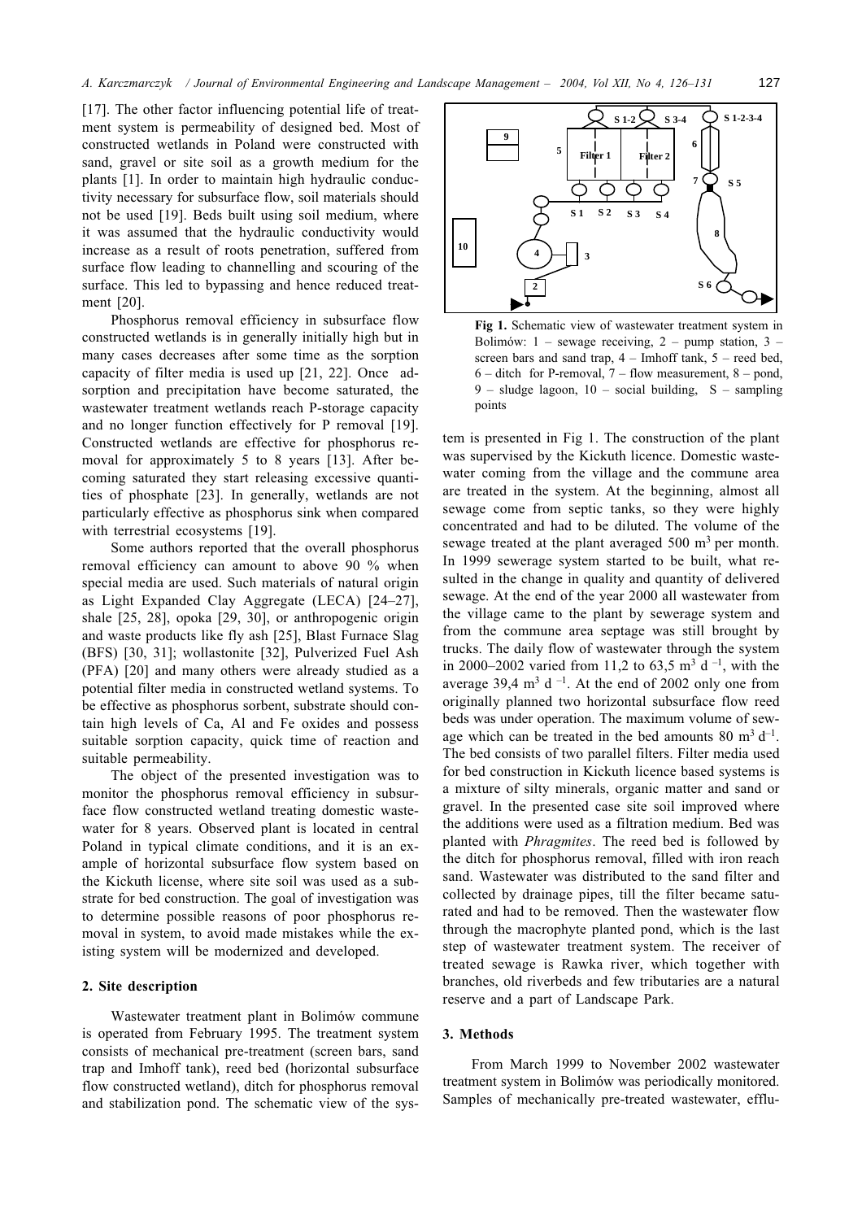[17]. The other factor influencing potential life of treatment system is permeability of designed bed. Most of constructed wetlands in Poland were constructed with sand, gravel or site soil as a growth medium for the plants [1]. In order to maintain high hydraulic conductivity necessary for subsurface flow, soil materials should not be used [19]. Beds built using soil medium, where it was assumed that the hydraulic conductivity would increase as a result of roots penetration, suffered from surface flow leading to channelling and scouring of the surface. This led to bypassing and hence reduced treatment [20].

Phosphorus removal efficiency in subsurface flow constructed wetlands is in generally initially high but in many cases decreases after some time as the sorption capacity of filter media is used up [21, 22]. Once adsorption and precipitation have become saturated, the wastewater treatment wetlands reach P-storage capacity and no longer function effectively for P removal [19]. Constructed wetlands are effective for phosphorus removal for approximately 5 to 8 years [13]. After becoming saturated they start releasing excessive quantities of phosphate [23]. In generally, wetlands are not particularly effective as phosphorus sink when compared with terrestrial ecosystems [19].

Some authors reported that the overall phosphorus removal efficiency can amount to above 90 % when special media are used. Such materials of natural origin as Light Expanded Clay Aggregate (LECA) [24–27], shale [25, 28], opoka [29, 30], or anthropogenic origin and waste products like fly ash [25], Blast Furnace Slag (BFS) [30, 31]; wollastonite [32], Pulverized Fuel Ash (PFA) [20] and many others were already studied as a potential filter media in constructed wetland systems. To be effective as phosphorus sorbent, substrate should contain high levels of Ca, Al and Fe oxides and possess suitable sorption capacity, quick time of reaction and suitable permeability.

The object of the presented investigation was to monitor the phosphorus removal efficiency in subsurface flow constructed wetland treating domestic wastewater for 8 years. Observed plant is located in central Poland in typical climate conditions, and it is an example of horizontal subsurface flow system based on the Kickuth license, where site soil was used as a substrate for bed construction. The goal of investigation was to determine possible reasons of poor phosphorus removal in system, to avoid made mistakes while the existing system will be modernized and developed.

## 2. Site description

Wastewater treatment plant in Bolimów commune is operated from February 1995. The treatment system consists of mechanical pre-treatment (screen bars, sand trap and Imhoff tank), reed bed (horizontal subsurface flow constructed wetland), ditch for phosphorus removal and stabilization pond. The schematic view of the system is presented in Fig 1. The construction of the plant was supervised by the Kickuth licence. Domestic wastewater coming from the village and the commune area are treated in the system. At the beginning, almost all sewage come from septic tanks, so they were highly concentrated and had to be diluted. The volume of the sewage treated at the plant averaged 500 $m^3$ per month. In 1999 sewerage system started to be built, what resulted in the change in quality and quantity of delivered sewage. At the end of the year 2000 all wastewater from the village came to the plant by sewerage system and from the commune area septage was still brought by trucks. The daily flow of wastewater through the system in 2000–2002 varied from 11,2 to 63,5 $m^3\ d^{-1}$, with the average 39,4 $m^3\ d^{-1}$. At the end of 2002 only one from originally planned two horizontal subsurface flow reed beds was under operation. The maximum volume of sewage which can be treated in the bed amounts 80 $m^3\ d^{-1}$. The bed consists of two parallel filters. Filter media used for bed construction in Kickuth licence based systems is a mixture of silty minerals, organic matter and sand or gravel. In the presented case site soil improved where the additions were used as a filtration medium. Bed was planted with *Phragmites*. The reed bed is followed by the ditch for phosphorus removal, filled with iron reach sand. Wastewater was distributed to the sand filter and collected by drainage pipes, till the filter became saturated and had to be removed. Then the wastewater flow through the macrophyte planted pond, which is the last step of wastewater treatment system. The receiver of treated sewage is Rawka river, which together with branches, old riverbeds and few tributaries are a natural reserve and a part of Landscape Park.

**Fig 1.** Schematic view of wastewater treatment system in Bolimów: 1 – sewage receiving, 2 – pump station, 3 – screen bars and sand trap, 4 – Imhoff tank, 5 – reed bed, 6 – ditch for P-removal, 7 – flow measurement, 8 – pond, 9 – sludge lagoon, 10 – social building, S – sampling points

## 3. Methods

From March 1999 to November 2002 wastewater treatment system in Bolimów was periodically monitored. Samples of mechanically pre-treated wastewater, efflu-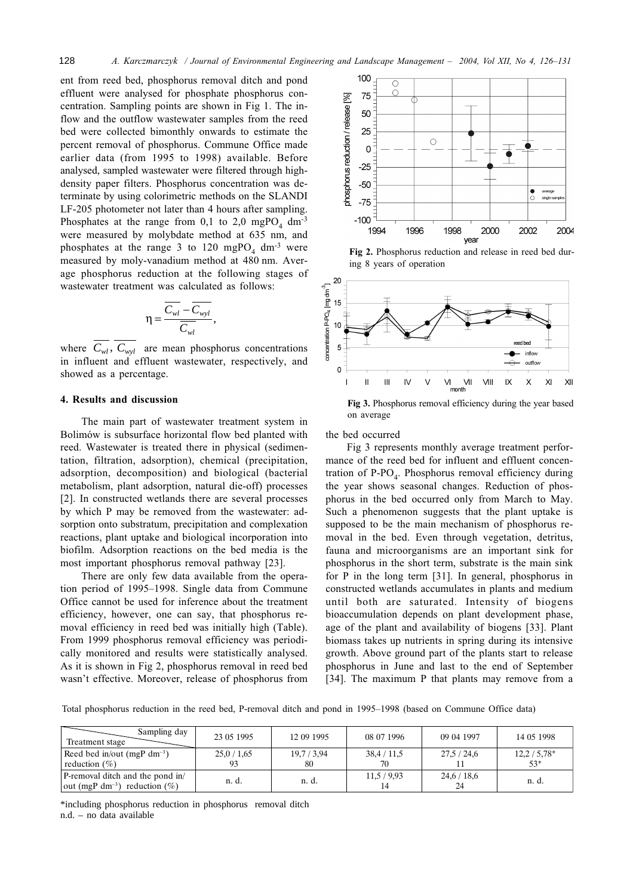ent from reed bed, phosphorus removal ditch and pond effluent were analysed for phosphate phosphorus concentration. Sampling points are shown in Fig 1. The inflow and the outflow wastewater samples from the reed bed were collected bimonthly onwards to estimate the percent removal of phosphorus. Commune Office made earlier data (from 1995 to 1998) available. Before analysed, sampled wastewater were filtered through high-density paper filters. Phosphorus concentration was determinate by using colorimetric methods on the SLANDI LF-205 photometer not later than 4 hours after sampling. Phosphates at the range from 0,1 to 2,0 mg$PO_4$ dm$^{-3}$ were measured by molybdate method at 635 nm, and phosphates at the range 3 to 120 mg$PO_4$ dm$^{-3}$ were measured by moly-vanadium method at 480 nm. Average phosphorus reduction at the following stages of wastewater treatment was calculated as follows:

$$\eta = \frac{\overline{C_{wl}} - \overline{C_{wyl}}}{\overline{C_{wl}}},$$

where $\overline{C_{wl}}$, $\overline{C_{wyl}}$ are mean phosphorus concentrations in influent and effluent wastewater, respectively, and showed as a percentage.

## 4. Results and discussion

The main part of wastewater treatment system in Bolimów is subsurface horizontal flow bed planted with reed. Wastewater is treated there in physical (sedimentation, filtration, adsorption), chemical (precipitation, adsorption, decomposition) and biological (bacterial metabolism, plant adsorption, natural die-off) processes [2]. In constructed wetlands there are several processes by which P may be removed from the wastewater: adsorption onto substratum, precipitation and complexation reactions, plant uptake and biological incorporation into biofilm. Adsorption reactions on the bed media is the most important phosphorus removal pathway [23].

There are only few data available from the operation period of 1995–1998. Single data from Commune Office cannot be used for inference about the treatment efficiency, however, one can say, that phosphorus removal efficiency in reed bed was initially high (Table). From 1999 phosphorus removal efficiency was periodically monitored and results were statistically analysed. As it is shown in Fig 2, phosphorus removal in reed bed wasn't effective. Moreover, release of phosphorus from the bed occurred

**Fig 2.** Phosphorus reduction and release in reed bed during 8 years of operation

**Fig 3.** Phosphorus removal efficiency during the year based on average

Fig 3 represents monthly average treatment performance of the reed bed for influent and effluent concentration of P-$PO_4$. Phosphorus removal efficiency during the year shows seasonal changes. Reduction of phosphorus in the bed occurred only from March to May. Such a phenomenon suggests that the plant uptake is supposed to be the main mechanism of phosphorus removal in the bed. Even through vegetation, detritus, fauna and microorganisms are an important sink for phosphorus in the short term, substrate is the main sink for P in the long term [31]. In general, phosphorus in constructed wetlands accumulates in plants and medium until both are saturated. Intensity of biogens bioaccumulation depends on plant development phase, age of the plant and availability of biogens [33]. Plant biomass takes up nutrients in spring during its intensive growth. Above ground part of the plants start to release phosphorus in June and last to the end of September [34]. The maximum P that plants may remove from a

Total phosphorus reduction in the reed bed, P-removal ditch and pond in 1995–1998 (based on Commune Office data)

| Treatment stage / Sampling day | 23 05 1995 | 12 09 1995 | 08 07 1996 | 09 04 1997 | 14 05 1998 |
|---|---|---|---|---|---|
| Reed bed in/out (mgP dm$^{-3}$) reduction (%) | 25,0 / 1,65<br>93 | 19,7 / 3,94<br>80 | 38,4 / 11,5<br>70 | 27,5 / 24,6<br>11 | 12,2 / 5,78*<br>53* |
| P-removal ditch and the pond in/out (mgP dm$^{-3}$) reduction (%) | n. d. | n. d. | 11,5 / 9,93<br>14 | 24,6 / 18,6<br>24 | n. d. |

*including phosphorus reduction in phosphorus removal ditch
n.d. – no data available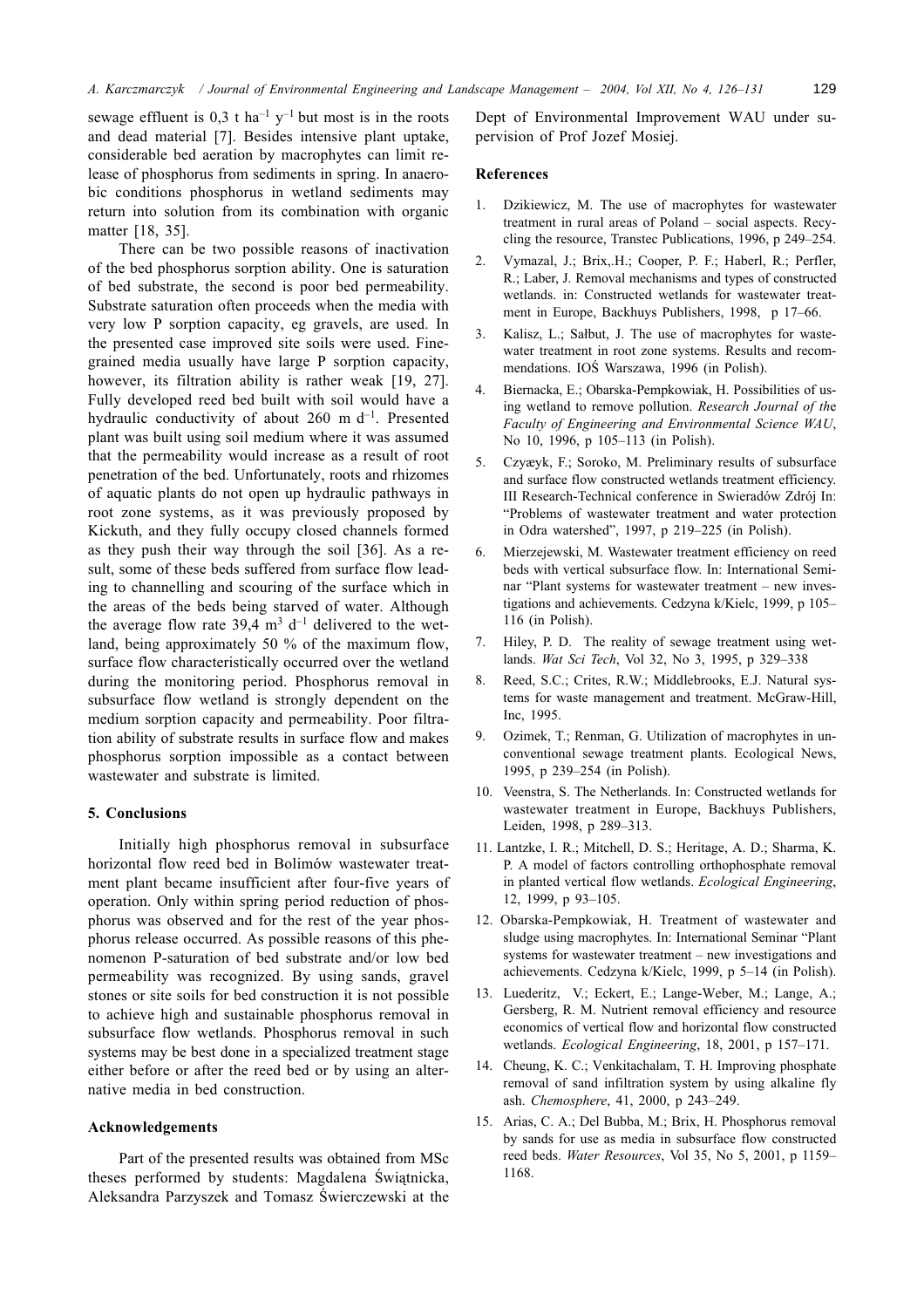sewage effluent is 0,3 t $ha^{-1}$ $y^{-1}$ but most is in the roots and dead material [7]. Besides intensive plant uptake, considerable bed aeration by macrophytes can limit release of phosphorus from sediments in spring. In anaerobic conditions phosphorus in wetland sediments may return into solution from its combination with organic matter [18, 35].

There can be two possible reasons of inactivation of the bed phosphorus sorption ability. One is saturation of bed substrate, the second is poor bed permeability. Substrate saturation often proceeds when the media with very low P sorption capacity, eg gravels, are used. In the presented case improved site soils were used. Fine-grained media usually have large P sorption capacity, however, its filtration ability is rather weak [19, 27]. Fully developed reed bed built with soil would have a hydraulic conductivity of about 260 m $d^{-1}$. Presented plant was built using soil medium where it was assumed that the permeability would increase as a result of root penetration of the bed. Unfortunately, roots and rhizomes of aquatic plants do not open up hydraulic pathways in root zone systems, as it was previously proposed by Kickuth, and they fully occupy closed channels formed as they push their way through the soil [36]. As a result, some of these beds suffered from surface flow leading to channelling and scouring of the surface which in the areas of the beds being starved of water. Although the average flow rate 39,4 $m^3$ $d^{-1}$ delivered to the wetland, being approximately 50 % of the maximum flow, surface flow characteristically occurred over the wetland during the monitoring period. Phosphorus removal in subsurface flow wetland is strongly dependent on the medium sorption capacity and permeability. Poor filtration ability of substrate results in surface flow and makes phosphorus sorption impossible as a contact between wastewater and substrate is limited.

## 5. Conclusions

Initially high phosphorus removal in subsurface horizontal flow reed bed in Bolimów wastewater treatment plant became insufficient after four-five years of operation. Only within spring period reduction of phosphorus was observed and for the rest of the year phosphorus release occurred. As possible reasons of this phenomenon P-saturation of bed substrate and/or low bed permeability was recognized. By using sands, gravel stones or site soils for bed construction it is not possible to achieve high and sustainable phosphorus removal in subsurface flow wetlands. Phosphorus removal in such systems may be best done in a specialized treatment stage either before or after the reed bed or by using an alternative media in bed construction.

## Acknowledgements

Part of the presented results was obtained from MSc theses performed by students: Magdalena Świątnicka, Aleksandra Parzyszek and Tomasz Świerczewski at the Dept of Environmental Improvement WAU under supervision of Prof Jozef Mosiej.

## References

1. Dzikiewicz, M. The use of macrophytes for wastewater treatment in rural areas of Poland – social aspects. Recycling the resource, Transtec Publications, 1996, p 249–254.
2. Vymazal, J.; Brix,.H.; Cooper, P. F.; Haberl, R.; Perfler, R.; Laber, J. Removal mechanisms and types of constructed wetlands. in: Constructed wetlands for wastewater treatment in Europe, Backhuys Publishers, 1998, p 17–66.
3. Kalisz, L.; Sałbut, J. The use of macrophytes for wastewater treatment in root zone systems. Results and recommendations. IOŚ Warszawa, 1996 (in Polish).
4. Biernacka, E.; Obarska-Pempkowiak, H. Possibilities of using wetland to remove pollution. *Research Journal of the Faculty of Engineering and Environmental Science WAU*, No 10, 1996, p 105–113 (in Polish).
5. Czyæyk, F.; Soroko, M. Preliminary results of subsurface and surface flow constructed wetlands treatment efficiency. III Research-Technical conference in Swieradów Zdrój In: "Problems of wastewater treatment and water protection in Odra watershed", 1997, p 219–225 (in Polish).
6. Mierzejewski, M. Wastewater treatment efficiency on reed beds with vertical subsurface flow. In: International Seminar "Plant systems for wastewater treatment – new investigations and achievements. Cedzyna k/Kielc, 1999, p 105–116 (in Polish).
7. Hiley, P. D. The reality of sewage treatment using wetlands. *Wat Sci Tech*, Vol 32, No 3, 1995, p 329–338
8. Reed, S.C.; Crites, R.W.; Middlebrooks, E.J. Natural systems for waste management and treatment. McGraw-Hill, Inc, 1995.
9. Ozimek, T.; Renman, G. Utilization of macrophytes in unconventional sewage treatment plants. Ecological News, 1995, p 239–254 (in Polish).
10. Veenstra, S. The Netherlands. In: Constructed wetlands for wastewater treatment in Europe, Backhuys Publishers, Leiden, 1998, p 289–313.
11. Lantzke, I. R.; Mitchell, D. S.; Heritage, A. D.; Sharma, K. P. A model of factors controlling orthophosphate removal in planted vertical flow wetlands. *Ecological Engineering*, 12, 1999, p 93–105.
12. Obarska-Pempkowiak, H. Treatment of wastewater and sludge using macrophytes. In: International Seminar "Plant systems for wastewater treatment – new investigations and achievements. Cedzyna k/Kielc, 1999, p 5–14 (in Polish).
13. Luederitz, V.; Eckert, E.; Lange-Weber, M.; Lange, A.; Gersberg, R. M. Nutrient removal efficiency and resource economics of vertical flow and horizontal flow constructed wetlands. *Ecological Engineering*, 18, 2001, p 157–171.
14. Cheung, K. C.; Venkitachalam, T. H. Improving phosphate removal of sand infiltration system by using alkaline fly ash. *Chemosphere*, 41, 2000, p 243–249.
15. Arias, C. A.; Del Bubba, M.; Brix, H. Phosphorus removal by sands for use as media in subsurface flow constructed reed beds. *Water Resources*, Vol 35, No 5, 2001, p 1159–1168.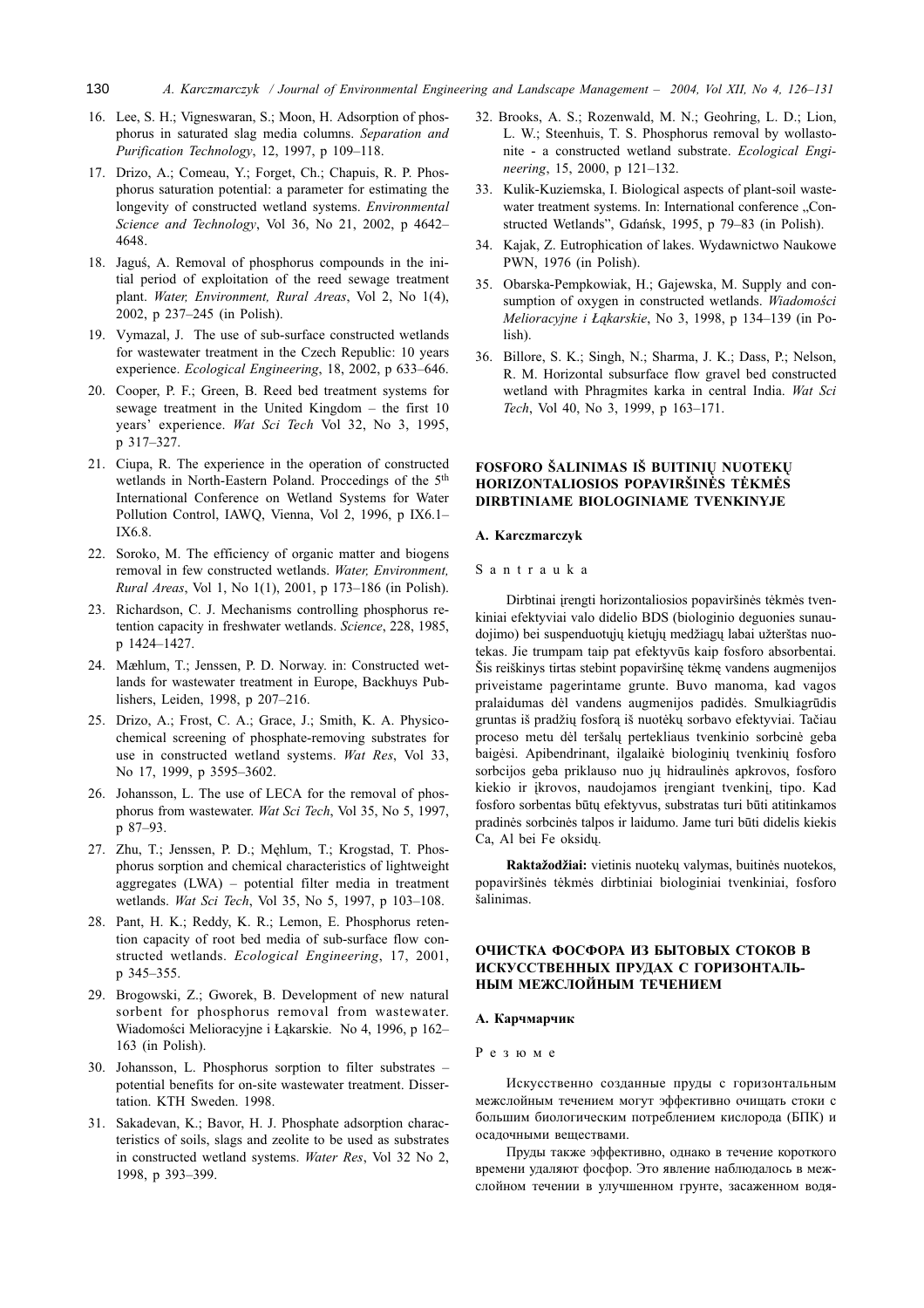16. Lee, S. H.; Vigneswaran, S.; Moon, H. Adsorption of phosphorus in saturated slag media columns. *Separation and Purification Technology*, 12, 1997, p 109–118.
17. Drizo, A.; Comeau, Y.; Forget, Ch.; Chapuis, R. P. Phosphorus saturation potential: a parameter for estimating the longevity of constructed wetland systems. *Environmental Science and Technology*, Vol 36, No 21, 2002, p 4642–4648.
18. Jaguś, A. Removal of phosphorus compounds in the initial period of exploitation of the reed sewage treatment plant. *Water, Environment, Rural Areas*, Vol 2, No 1(4), 2002, p 237–245 (in Polish).
19. Vymazal, J. The use of sub-surface constructed wetlands for wastewater treatment in the Czech Republic: 10 years experience. *Ecological Engineering*, 18, 2002, p 633–646.
20. Cooper, P. F.; Green, B. Reed bed treatment systems for sewage treatment in the United Kingdom – the first 10 years' experience. *Wat Sci Tech* Vol 32, No 3, 1995, p 317–327.
21. Ciupa, R. The experience in the operation of constructed wetlands in North-Eastern Poland. Proccedings of the 5th International Conference on Wetland Systems for Water Pollution Control, IAWQ, Vienna, Vol 2, 1996, p IX6.1–IX6.8.
22. Soroko, M. The efficiency of organic matter and biogens removal in few constructed wetlands. *Water, Environment, Rural Areas*, Vol 1, No 1(1), 2001, p 173–186 (in Polish).
23. Richardson, C. J. Mechanisms controlling phosphorus retention capacity in freshwater wetlands. *Science*, 228, 1985, p 1424–1427.
24. Mæhlum, T.; Jenssen, P. D. Norway. in: Constructed wetlands for wastewater treatment in Europe, Backhuys Publishers, Leiden, 1998, p 207–216.
25. Drizo, A.; Frost, C. A.; Grace, J.; Smith, K. A. Physicochemical screening of phosphate-removing substrates for use in constructed wetland systems. *Wat Res*, Vol 33, No 17, 1999, p 3595–3602.
26. Johansson, L. The use of LECA for the removal of phosphorus from wastewater. *Wat Sci Tech*, Vol 35, No 5, 1997, p 87–93.
27. Zhu, T.; Jenssen, P. D.; Męhlum, T.; Krogstad, T. Phosphorus sorption and chemical characteristics of lightweight aggregates (LWA) – potential filter media in treatment wetlands. *Wat Sci Tech*, Vol 35, No 5, 1997, p 103–108.
28. Pant, H. K.; Reddy, K. R.; Lemon, E. Phosphorus retention capacity of root bed media of sub-surface flow constructed wetlands. *Ecological Engineering*, 17, 2001, p 345–355.
29. Brogowski, Z.; Gworek, B. Development of new natural sorbent for phosphorus removal from wastewater. Wiadomości Melioracyjne i Łąkarskie. No 4, 1996, p 162–163 (in Polish).
30. Johansson, L. Phosphorus sorption to filter substrates – potential benefits for on-site wastewater treatment. Dissertation. KTH Sweden. 1998.
31. Sakadevan, K.; Bavor, H. J. Phosphate adsorption characteristics of soils, slags and zeolite to be used as substrates in constructed wetland systems. *Water Res*, Vol 32 No 2, 1998, p 393–399.
32. Brooks, A. S.; Rozenwald, M. N.; Geohring, L. D.; Lion, L. W.; Steenhuis, T. S. Phosphorus removal by wollastonite - a constructed wetland substrate. *Ecological Engineering*, 15, 2000, p 121–132.
33. Kulik-Kuziemska, I. Biological aspects of plant-soil wastewater treatment systems. In: International conference „Constructed Wetlands", Gdańsk, 1995, p 79–83 (in Polish).
34. Kajak, Z. Eutrophication of lakes. Wydawnictwo Naukowe PWN, 1976 (in Polish).
35. Obarska-Pempkowiak, H.; Gajewska, M. Supply and consumption of oxygen in constructed wetlands. *Wiadomości Melioracyjne i Łąkarskie*, No 3, 1998, p 134–139 (in Polish).
36. Billore, S. K.; Singh, N.; Sharma, J. K.; Dass, P.; Nelson, R. M. Horizontal subsurface flow gravel bed constructed wetland with Phragmites karka in central India. *Wat Sci Tech*, Vol 40, No 3, 1999, p 163–171.

## FOSFORO ŠALINIMAS IŠ BUITINIŲ NUOTEKŲ HORIZONTALIOSIOS POPAVIRŠINĖS TĖKMĖS DIRBTINIAME BIOLOGINIAME TVENKINYJE

**A. Karczmarczyk**

S a n t r a u k a

Dirbtinai įrengti horizontaliosios popaviršinės tėkmės tvenkiniai efektyviai valo didelio BDS (biologinio deguonies sunaudojimo) bei suspenduotųjų kietųjų medžiagų labai užterštas nuotekas. Jie trumpam taip pat efektyvūs kaip fosforo absorbentai. Šis reiškinys tirtas stebint popaviršinę tėkmę vandens augmenijos priveistame pagerintame grunte. Buvo manoma, kad vagos pralaidumas dėl vandens augmenijos padidės. Smulkiagrūdis gruntas iš pradžių fosforą iš nuotėkų sorbavo efektyviai. Tačiau proceso metu dėl teršalų pertekliaus tvenkinio sorbcinė geba baigėsi. Apibendrinant, ilgalaikė biologinių tvenkinių fosforo sorbcijos geba priklauso nuo jų hidraulinės apkrovos, fosforo kiekio ir įkrovos, naudojamos įrengiant tvenkinį, tipo. Kad fosforo sorbentas būtų efektyvus, substratas turi būti atitinkamos pradinės sorbcinės talpos ir laidumo. Jame turi būti didelis kiekis Ca, Al bei Fe oksidų.

**Raktažodžiai:** vietinis nuotekų valymas, buitinės nuotekos, popaviršinės tėkmės dirbtiniai biologiniai tvenkiniai, fosforo šalinimas.

## ОЧИСТКА ФОСФОРА ИЗ БЫТОВЫХ СТОКОВ В ИСКУССТВЕННЫХ ПРУДАХ С ГОРИЗОНТАЛЬНЫМ МЕЖСЛОЙНЫМ ТЕЧЕНИЕМ

**А. Карчмарчик**

Р е з ю м е

Искусственно созданные пруды с горизонтальным межслойным течением могут эффективно очищать стоки с большим биологическим потреблением кислорода (БПК) и осадочными веществами.

Пруды также эффективно, однако в течение короткого времени удаляют фосфор. Это явление наблюдалось в межслойном течении в улучшенном грунте, засаженном водя-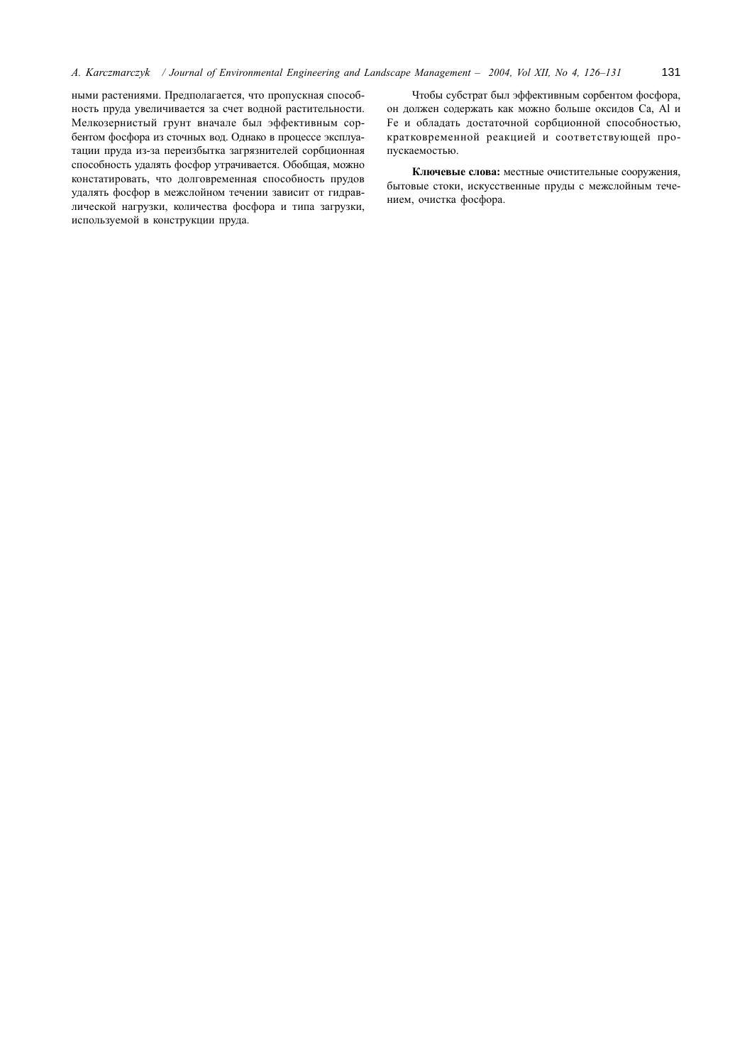ными растениями. Предполагается, что пропускная способность пруда увеличивается за счет водной растительности. Мелкозернистый грунт вначале был эффективным сорбентом фосфора из сточных вод. Однако в процессе эксплуатации пруда из-за переизбытка загрязнителей сорбционная способность удалять фосфор утрачивается. Обобщая, можно констатировать, что долговременная способность прудов удалять фосфор в межслойном течении зависит от гидравлической нагрузки, количества фосфора и типа загрузки, используемой в конструкции пруда.

Чтобы субстрат был эффективным сорбентом фосфора, он должен содержать как можно больше оксидов Ca, Al и Fe и обладать достаточной сорбционной способностью, кратковременной реакцией и соответствующей пропускаемостью.

**Ключевые слова:** местные очистительные сооружения, бытовые стоки, искусственные пруды с межслойным течением, очистка фосфора.